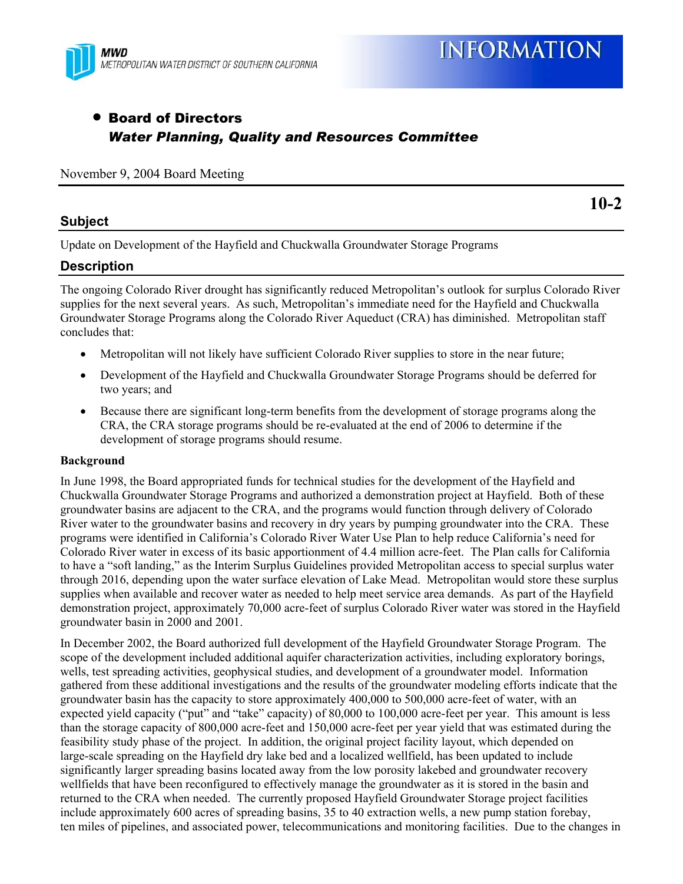MWD
METROPOLITAN WATER DISTRICT OF SOUTHERN CALIFORNIA

# INFORMATION

- **Board of Directors**
  ***Water Planning, Quality and Resources Committee***

November 9, 2004 Board Meeting

**10-2**

## Subject

Update on Development of the Hayfield and Chuckwalla Groundwater Storage Programs

## Description

The ongoing Colorado River drought has significantly reduced Metropolitan's outlook for surplus Colorado River supplies for the next several years. As such, Metropolitan's immediate need for the Hayfield and Chuckwalla Groundwater Storage Programs along the Colorado River Aqueduct (CRA) has diminished. Metropolitan staff concludes that:

- Metropolitan will not likely have sufficient Colorado River supplies to store in the near future;
- Development of the Hayfield and Chuckwalla Groundwater Storage Programs should be deferred for two years; and
- Because there are significant long-term benefits from the development of storage programs along the CRA, the CRA storage programs should be re-evaluated at the end of 2006 to determine if the development of storage programs should resume.

### Background

In June 1998, the Board appropriated funds for technical studies for the development of the Hayfield and Chuckwalla Groundwater Storage Programs and authorized a demonstration project at Hayfield. Both of these groundwater basins are adjacent to the CRA, and the programs would function through delivery of Colorado River water to the groundwater basins and recovery in dry years by pumping groundwater into the CRA. These programs were identified in California's Colorado River Water Use Plan to help reduce California's need for Colorado River water in excess of its basic apportionment of 4.4 million acre-feet. The Plan calls for California to have a "soft landing," as the Interim Surplus Guidelines provided Metropolitan access to special surplus water through 2016, depending upon the water surface elevation of Lake Mead. Metropolitan would store these surplus supplies when available and recover water as needed to help meet service area demands. As part of the Hayfield demonstration project, approximately 70,000 acre-feet of surplus Colorado River water was stored in the Hayfield groundwater basin in 2000 and 2001.

In December 2002, the Board authorized full development of the Hayfield Groundwater Storage Program. The scope of the development included additional aquifer characterization activities, including exploratory borings, wells, test spreading activities, geophysical studies, and development of a groundwater model. Information gathered from these additional investigations and the results of the groundwater modeling efforts indicate that the groundwater basin has the capacity to store approximately 400,000 to 500,000 acre-feet of water, with an expected yield capacity ("put" and "take" capacity) of 80,000 to 100,000 acre-feet per year. This amount is less than the storage capacity of 800,000 acre-feet and 150,000 acre-feet per year yield that was estimated during the feasibility study phase of the project. In addition, the original project facility layout, which depended on large-scale spreading on the Hayfield dry lake bed and a localized wellfield, has been updated to include significantly larger spreading basins located away from the low porosity lakebed and groundwater recovery wellfields that have been reconfigured to effectively manage the groundwater as it is stored in the basin and returned to the CRA when needed. The currently proposed Hayfield Groundwater Storage project facilities include approximately 600 acres of spreading basins, 35 to 40 extraction wells, a new pump station forebay, ten miles of pipelines, and associated power, telecommunications and monitoring facilities. Due to the changes in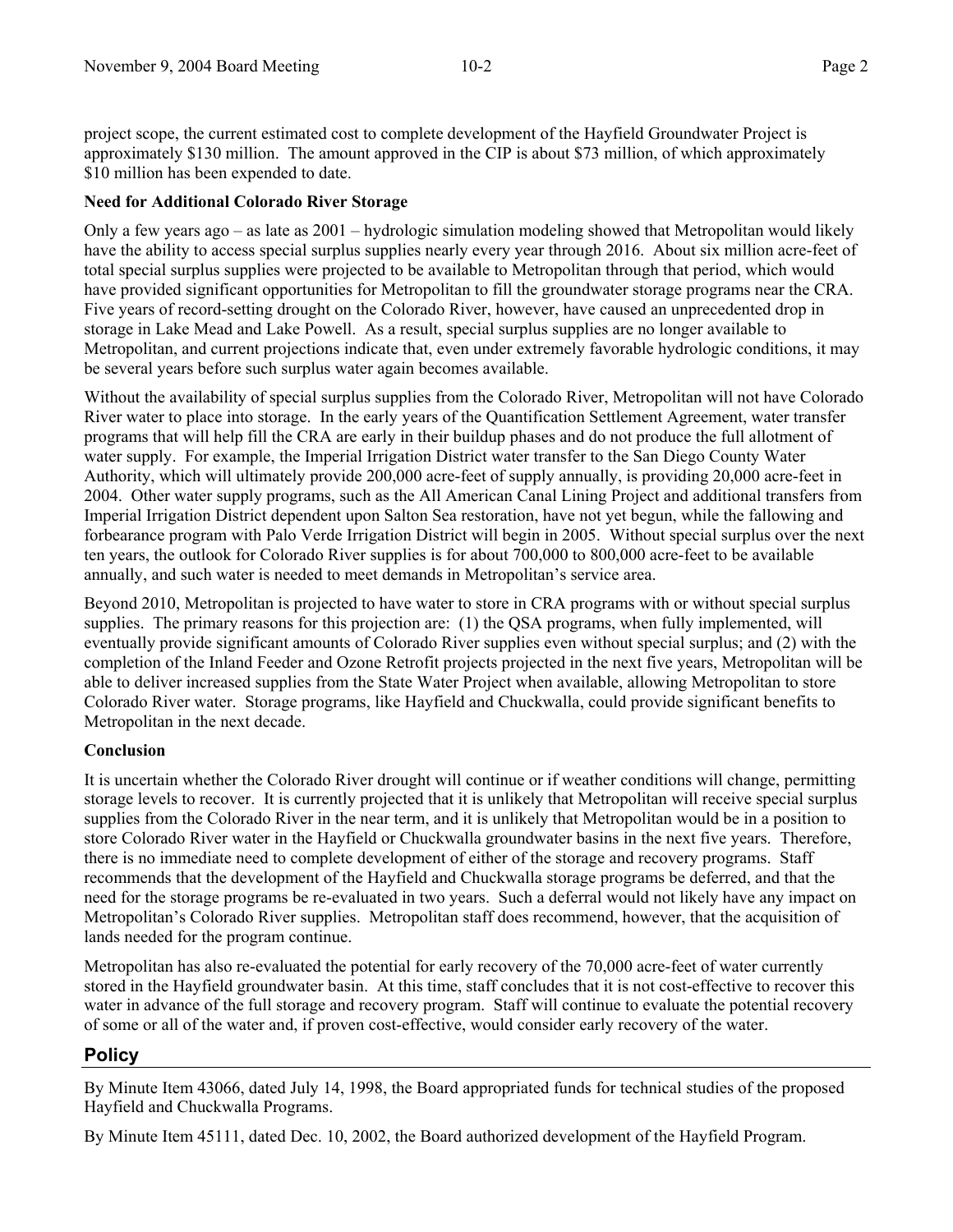project scope, the current estimated cost to complete development of the Hayfield Groundwater Project is approximately $130 million. The amount approved in the CIP is about $73 million, of which approximately $10 million has been expended to date.

**Need for Additional Colorado River Storage**

Only a few years ago – as late as 2001 – hydrologic simulation modeling showed that Metropolitan would likely have the ability to access special surplus supplies nearly every year through 2016. About six million acre-feet of total special surplus supplies were projected to be available to Metropolitan through that period, which would have provided significant opportunities for Metropolitan to fill the groundwater storage programs near the CRA. Five years of record-setting drought on the Colorado River, however, have caused an unprecedented drop in storage in Lake Mead and Lake Powell. As a result, special surplus supplies are no longer available to Metropolitan, and current projections indicate that, even under extremely favorable hydrologic conditions, it may be several years before such surplus water again becomes available.

Without the availability of special surplus supplies from the Colorado River, Metropolitan will not have Colorado River water to place into storage. In the early years of the Quantification Settlement Agreement, water transfer programs that will help fill the CRA are early in their buildup phases and do not produce the full allotment of water supply. For example, the Imperial Irrigation District water transfer to the San Diego County Water Authority, which will ultimately provide 200,000 acre-feet of supply annually, is providing 20,000 acre-feet in 2004. Other water supply programs, such as the All American Canal Lining Project and additional transfers from Imperial Irrigation District dependent upon Salton Sea restoration, have not yet begun, while the fallowing and forbearance program with Palo Verde Irrigation District will begin in 2005. Without special surplus over the next ten years, the outlook for Colorado River supplies is for about 700,000 to 800,000 acre-feet to be available annually, and such water is needed to meet demands in Metropolitan's service area.

Beyond 2010, Metropolitan is projected to have water to store in CRA programs with or without special surplus supplies. The primary reasons for this projection are: (1) the QSA programs, when fully implemented, will eventually provide significant amounts of Colorado River supplies even without special surplus; and (2) with the completion of the Inland Feeder and Ozone Retrofit projects projected in the next five years, Metropolitan will be able to deliver increased supplies from the State Water Project when available, allowing Metropolitan to store Colorado River water. Storage programs, like Hayfield and Chuckwalla, could provide significant benefits to Metropolitan in the next decade.

**Conclusion**

It is uncertain whether the Colorado River drought will continue or if weather conditions will change, permitting storage levels to recover. It is currently projected that it is unlikely that Metropolitan will receive special surplus supplies from the Colorado River in the near term, and it is unlikely that Metropolitan would be in a position to store Colorado River water in the Hayfield or Chuckwalla groundwater basins in the next five years. Therefore, there is no immediate need to complete development of either of the storage and recovery programs. Staff recommends that the development of the Hayfield and Chuckwalla storage programs be deferred, and that the need for the storage programs be re-evaluated in two years. Such a deferral would not likely have any impact on Metropolitan's Colorado River supplies. Metropolitan staff does recommend, however, that the acquisition of lands needed for the program continue.

Metropolitan has also re-evaluated the potential for early recovery of the 70,000 acre-feet of water currently stored in the Hayfield groundwater basin. At this time, staff concludes that it is not cost-effective to recover this water in advance of the full storage and recovery program. Staff will continue to evaluate the potential recovery of some or all of the water and, if proven cost-effective, would consider early recovery of the water.

## Policy

By Minute Item 43066, dated July 14, 1998, the Board appropriated funds for technical studies of the proposed Hayfield and Chuckwalla Programs.

By Minute Item 45111, dated Dec. 10, 2002, the Board authorized development of the Hayfield Program.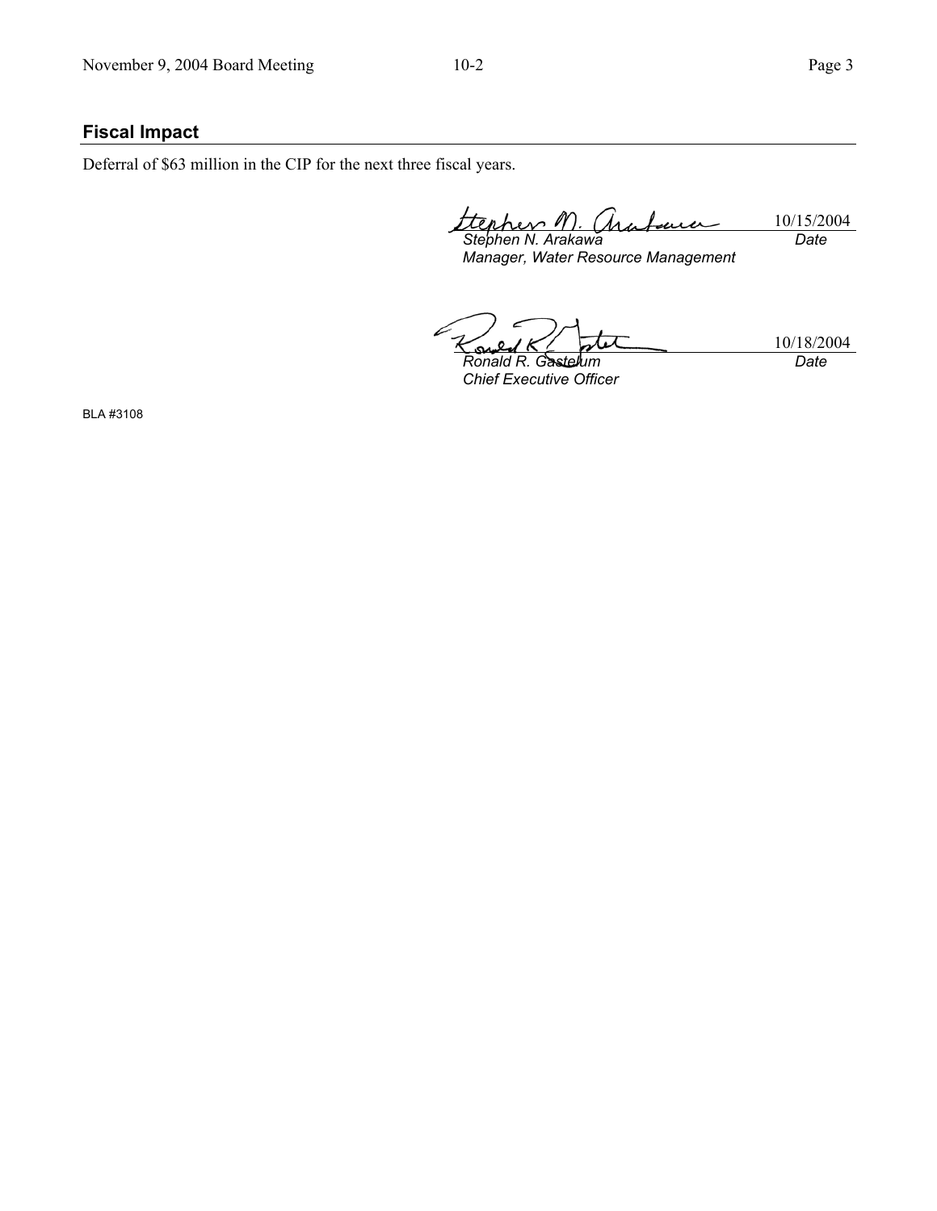## Fiscal Impact

Deferral of $63 million in the CIP for the next three fiscal years.

| | |
|---|---|
| *Stephen N. Arakawa* | 10/15/2004 |
| *Manager, Water Resource Management* | *Date* |

| | |
|---|---|
| *Ronald R. Gastelum* | 10/18/2004 |
| *Chief Executive Officer* | *Date* |

BLA #3108